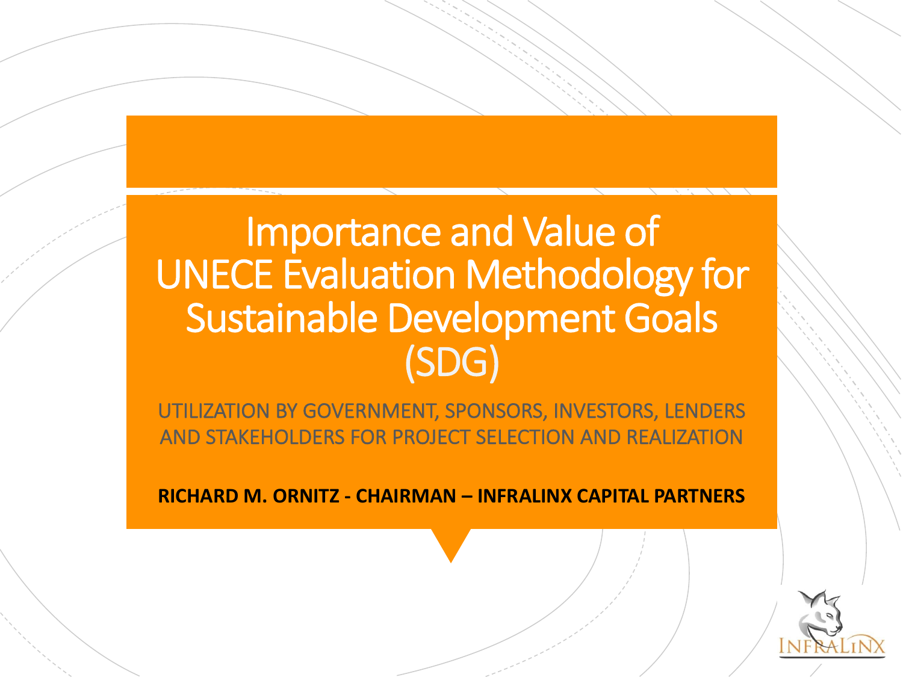# Importance and Value of UNECE Evaluation Methodology for Sustainable Development Goals (SDG)

UTILIZATION BY GOVERNMENT, SPONSORS, INVESTORS, LENDERS AND STAKEHOLDERS FOR PROJECT SELECTION AND REALIZATION

**RICHARD M. ORNITZ - CHAIRMAN – INFRALINX CAPITAL PARTNERS**

INFRALINX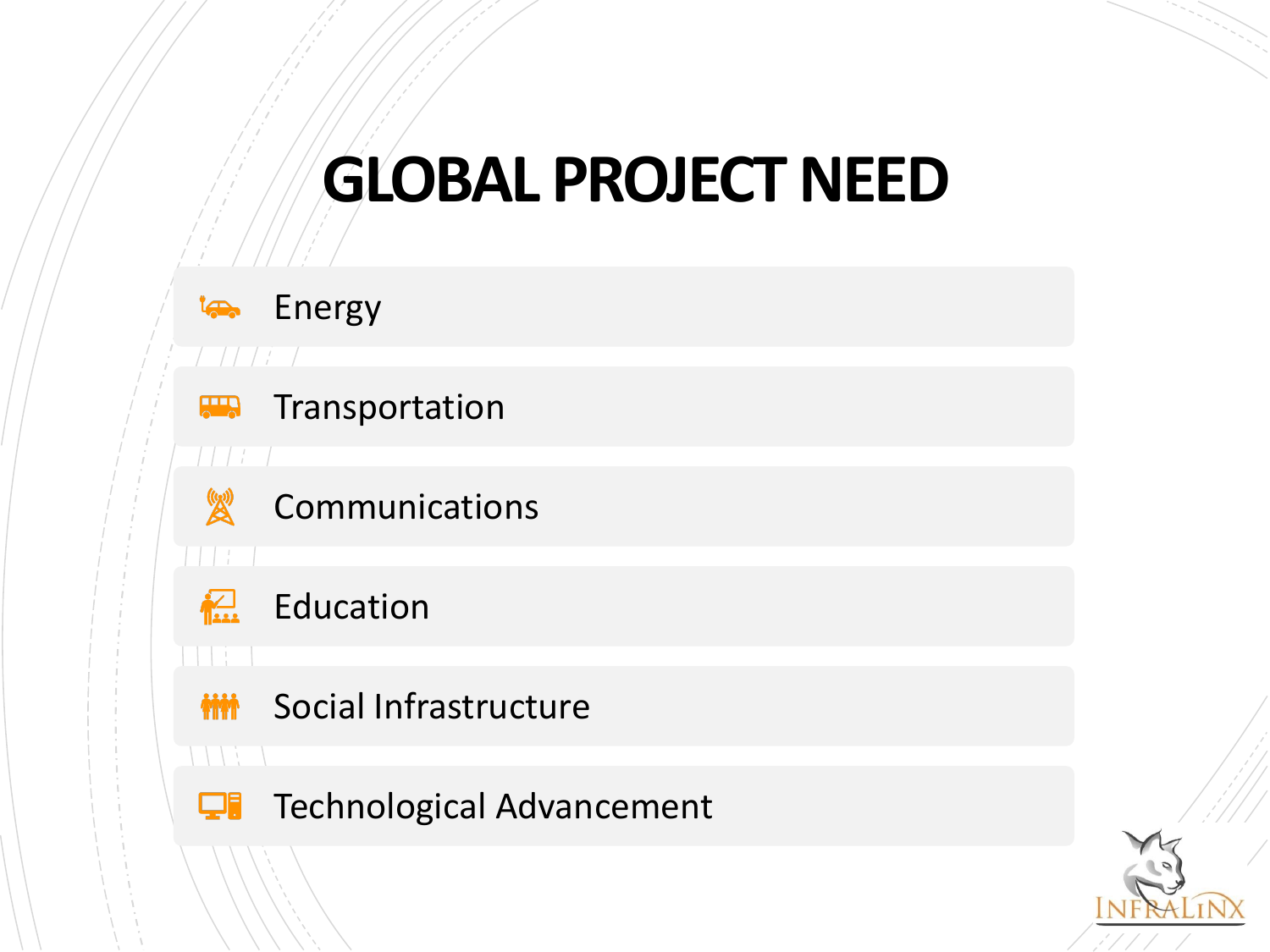# GLOBAL PROJECT NEED

- Energy
- Transportation
- Communications
- Education
- Social Infrastructure
- Technological Advancement

INFRALINX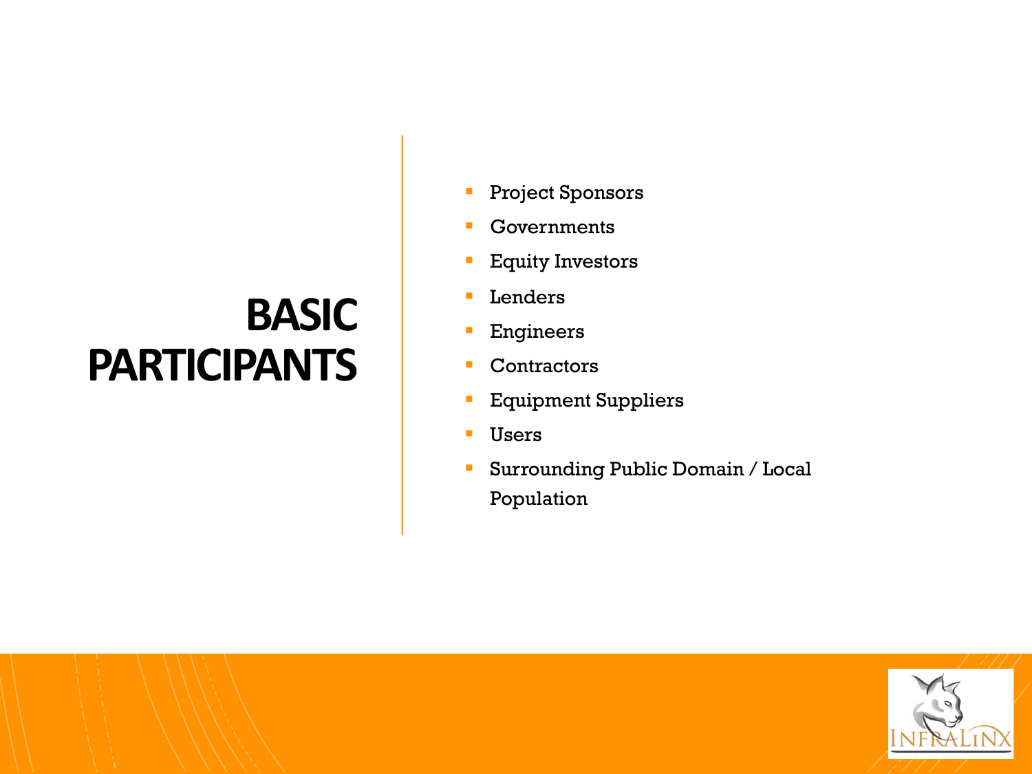# BASIC PARTICIPANTS

- Project Sponsors
- Governments
- Equity Investors
- Lenders
- Engineers
- Contractors
- Equipment Suppliers
- Users
- Surrounding Public Domain / Local Population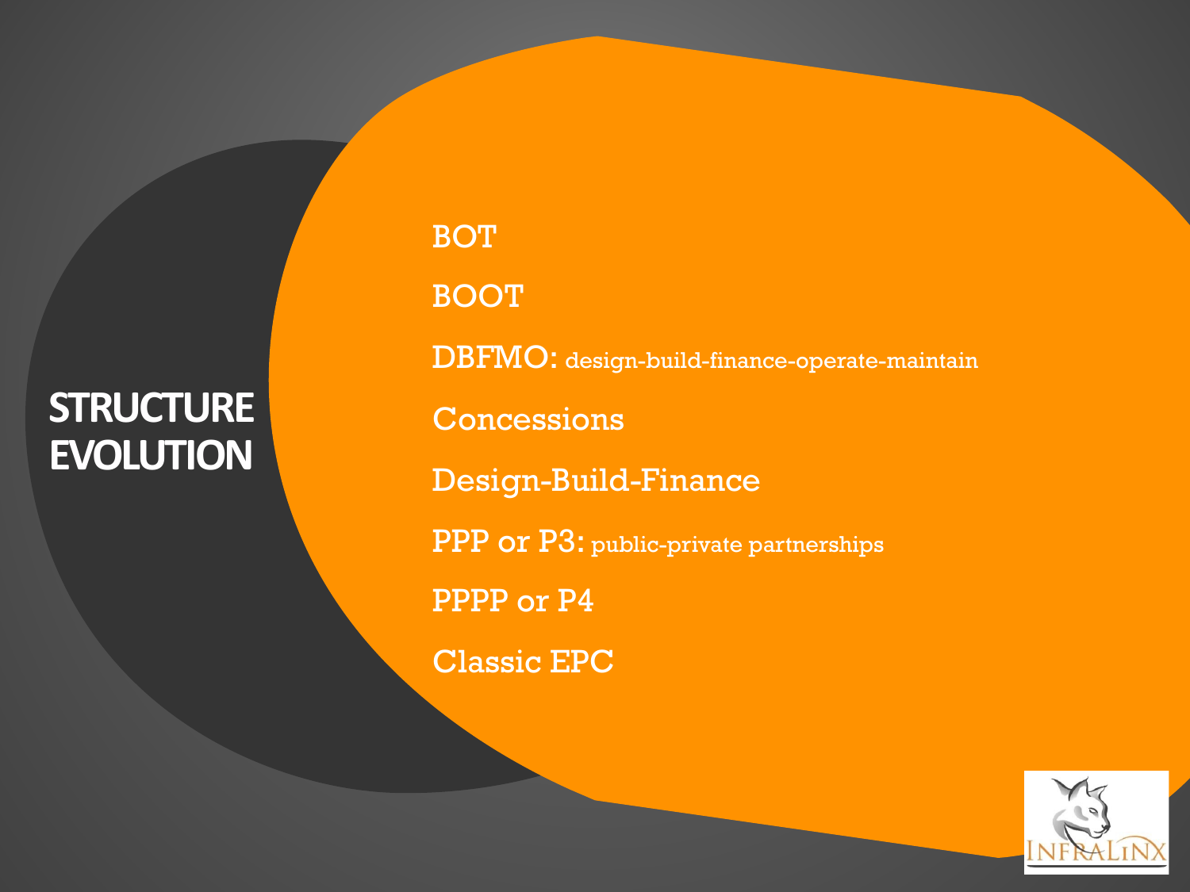# STRUCTURE EVOLUTION

- BOT
- BOOT
- DBFMO: design-build-finance-operate-maintain
- Concessions
- Design-Build-Finance
- PPP or P3: public-private partnerships
- PPPP or P4
- Classic EPC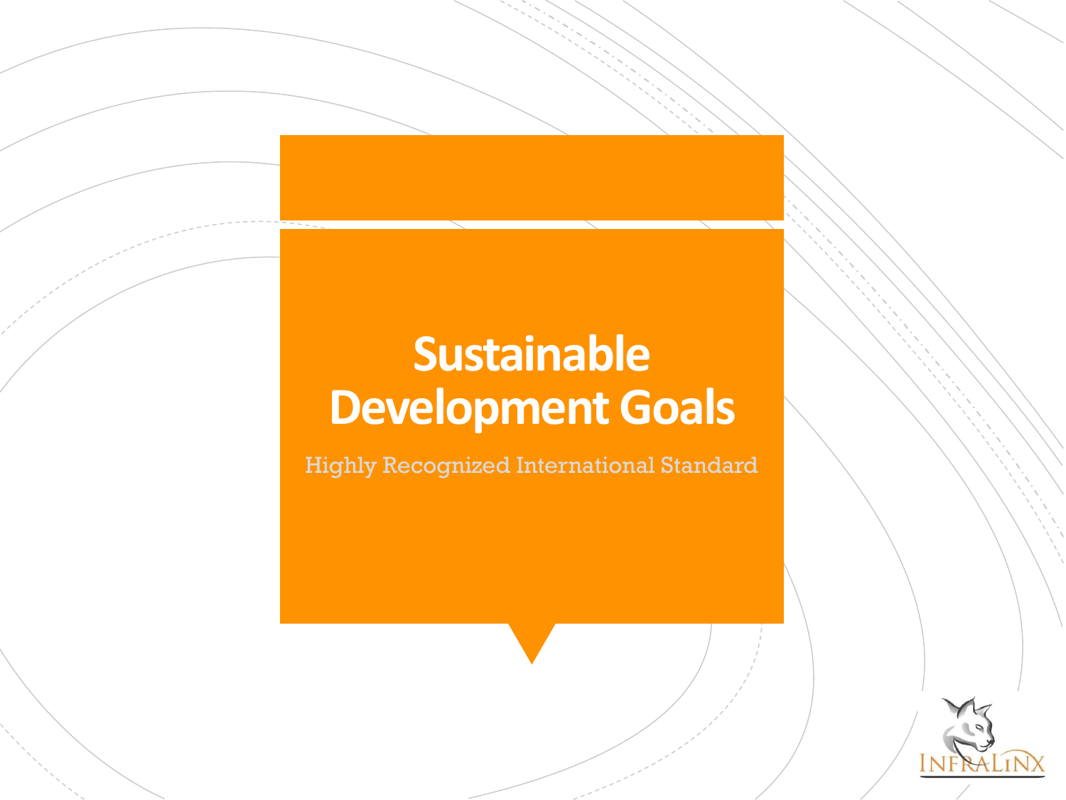# Sustainable Development Goals

Highly Recognized International Standard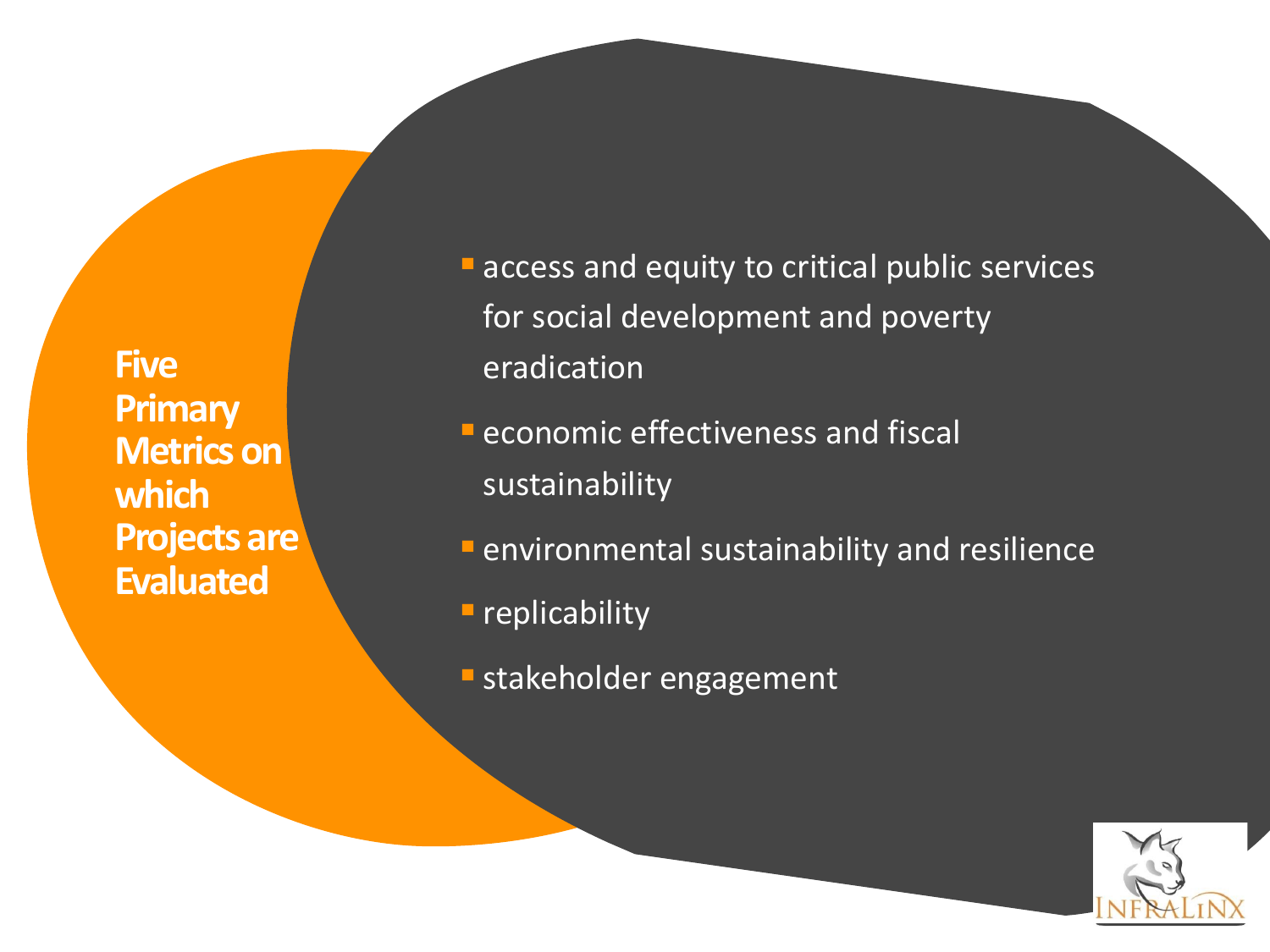**Five Primary Metrics on which Projects are Evaluated**

- access and equity to critical public services for social development and poverty eradication
- economic effectiveness and fiscal sustainability
- environmental sustainability and resilience
- replicability
- stakeholder engagement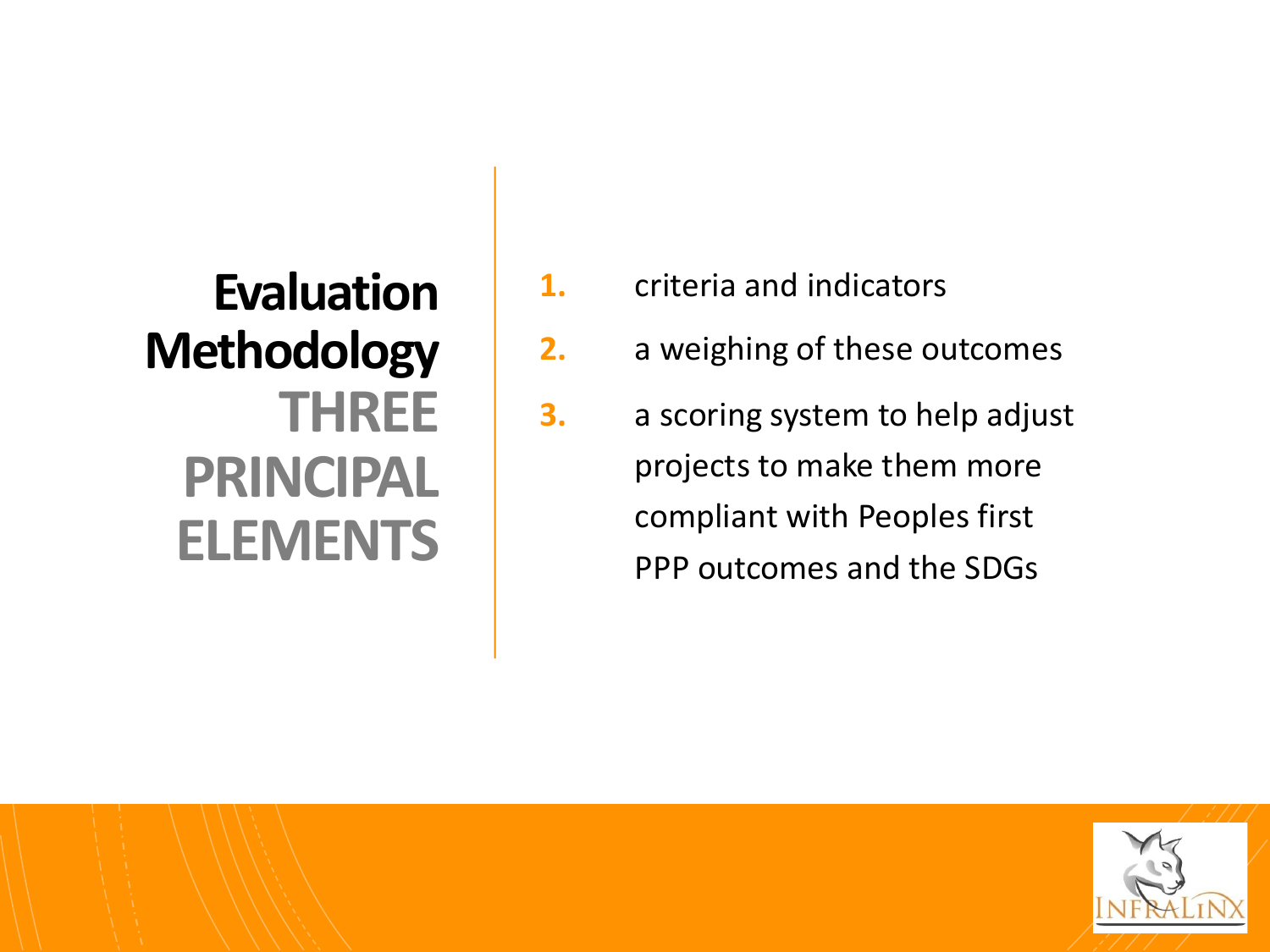# Evaluation Methodology THREE PRINCIPAL ELEMENTS

1. criteria and indicators
2. a weighing of these outcomes
3. a scoring system to help adjust projects to make them more compliant with Peoples first PPP outcomes and the SDGs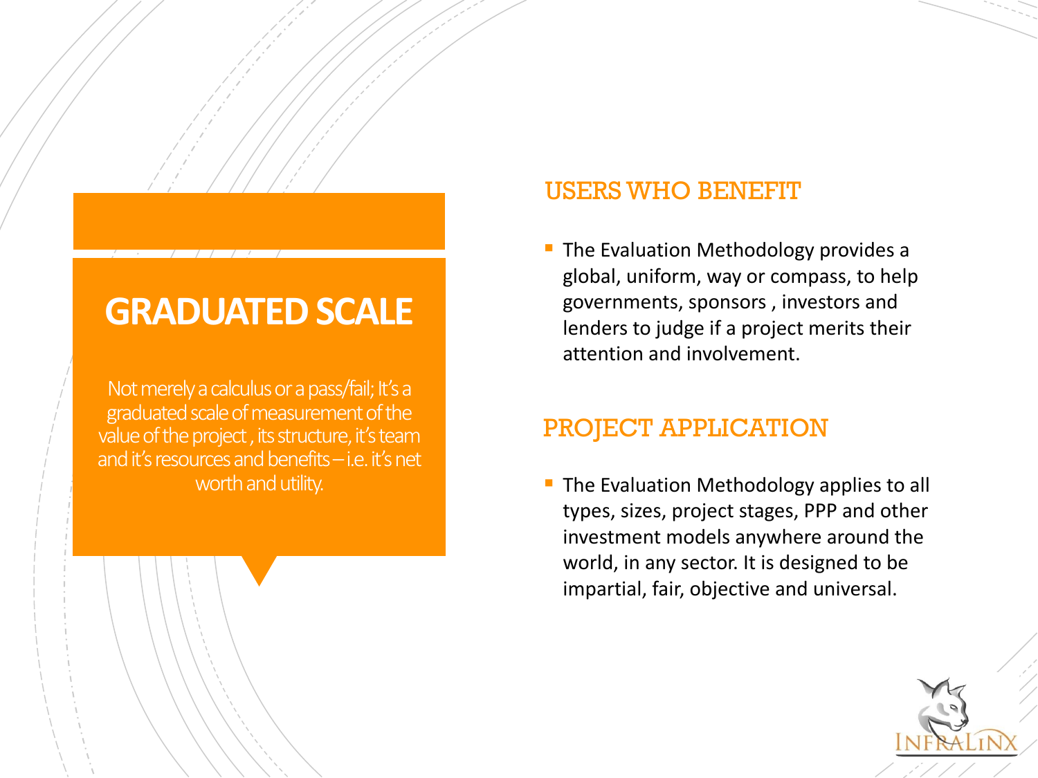## GRADUATED SCALE

Not merely a calculus or a pass/fail; It's a graduated scale of measurement of the value of the project , its structure, it's team and it's resources and benefits – i.e. it's net worth and utility.

## USERS WHO BENEFIT

- The Evaluation Methodology provides a global, uniform, way or compass, to help governments, sponsors , investors and lenders to judge if a project merits their attention and involvement.

## PROJECT APPLICATION

- The Evaluation Methodology applies to all types, sizes, project stages, PPP and other investment models anywhere around the world, in any sector. It is designed to be impartial, fair, objective and universal.

INFRALINX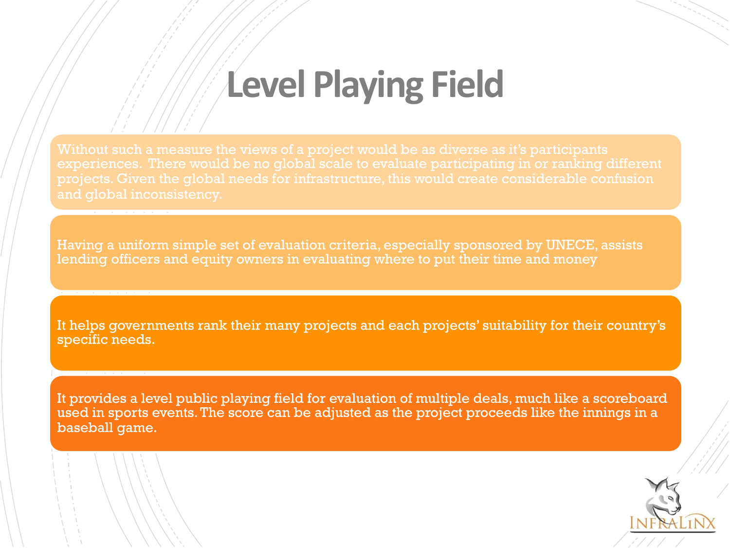# Level Playing Field

Without such a measure the views of a project would be as diverse as it's participants experiences.  There would be no global scale to evaluate participating in or ranking different projects. Given the global needs for infrastructure, this would create considerable confusion and global inconsistency.

Having a uniform simple set of evaluation criteria, especially sponsored by UNECE, assists lending officers and equity owners in evaluating where to put their time and money

It helps governments rank their many projects and each projects' suitability for their country's specific needs.

It provides a level public playing field for evaluation of multiple deals, much like a scoreboard used in sports events. The score can be adjusted as the project proceeds like the innings in a baseball game.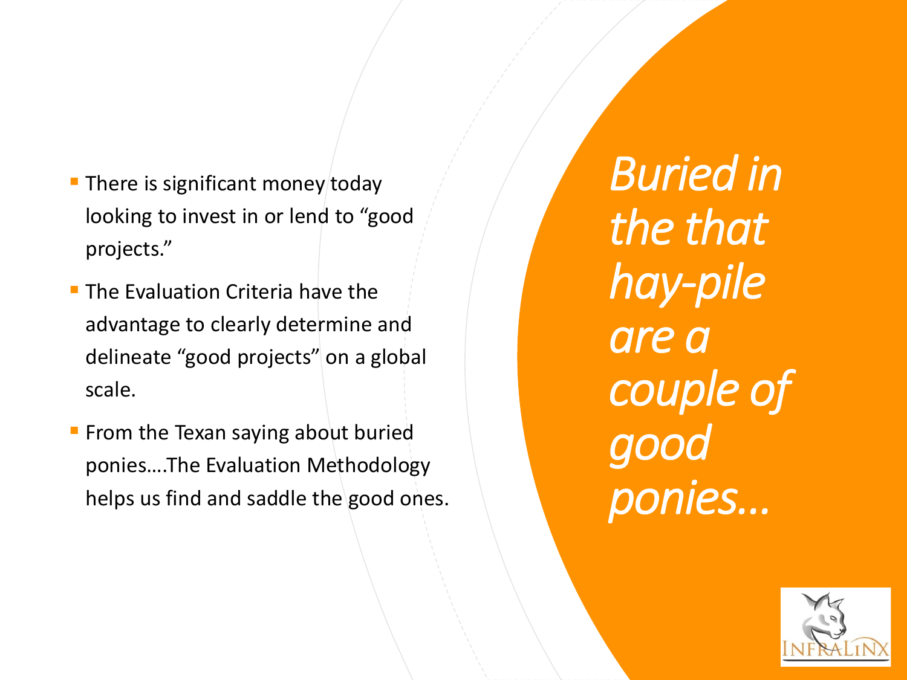- There is significant money today looking to invest in or lend to “good projects.”
- The Evaluation Criteria have the advantage to clearly determine and delineate “good projects” on a global scale.
- From the Texan saying about buried ponies….The Evaluation Methodology helps us find and saddle the good ones.

*Buried in the that hay-pile are a couple of good ponies…*

INFRALINX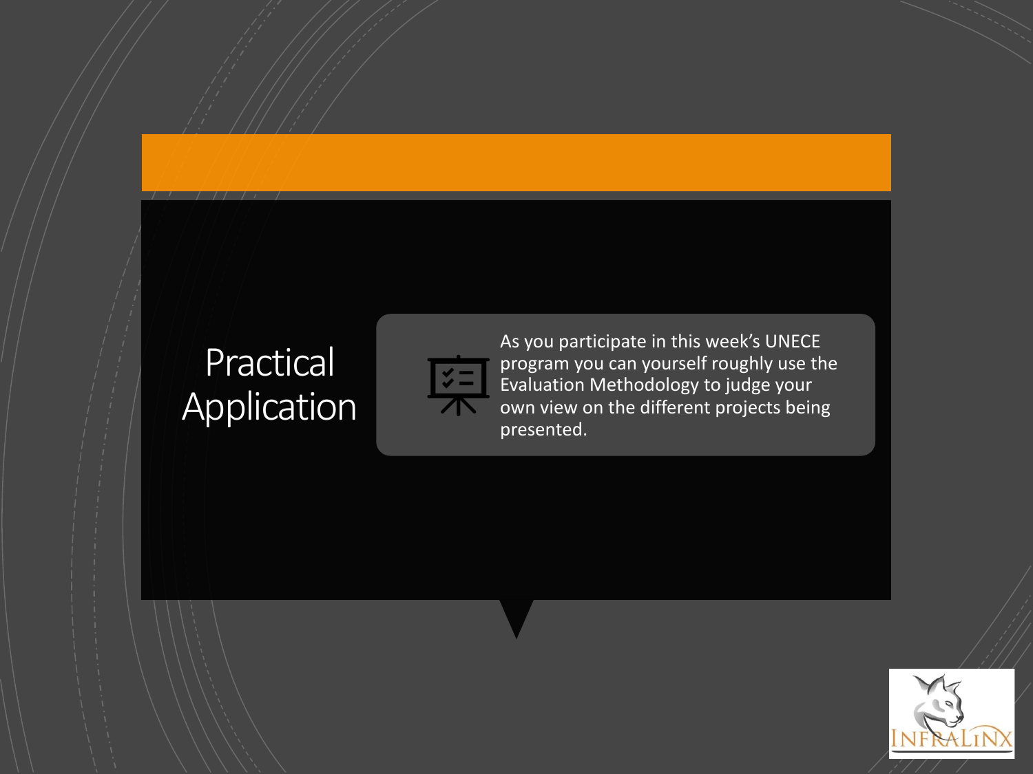# Practical Application

As you participate in this week's UNECE program you can yourself roughly use the Evaluation Methodology to judge your own view on the different projects being presented.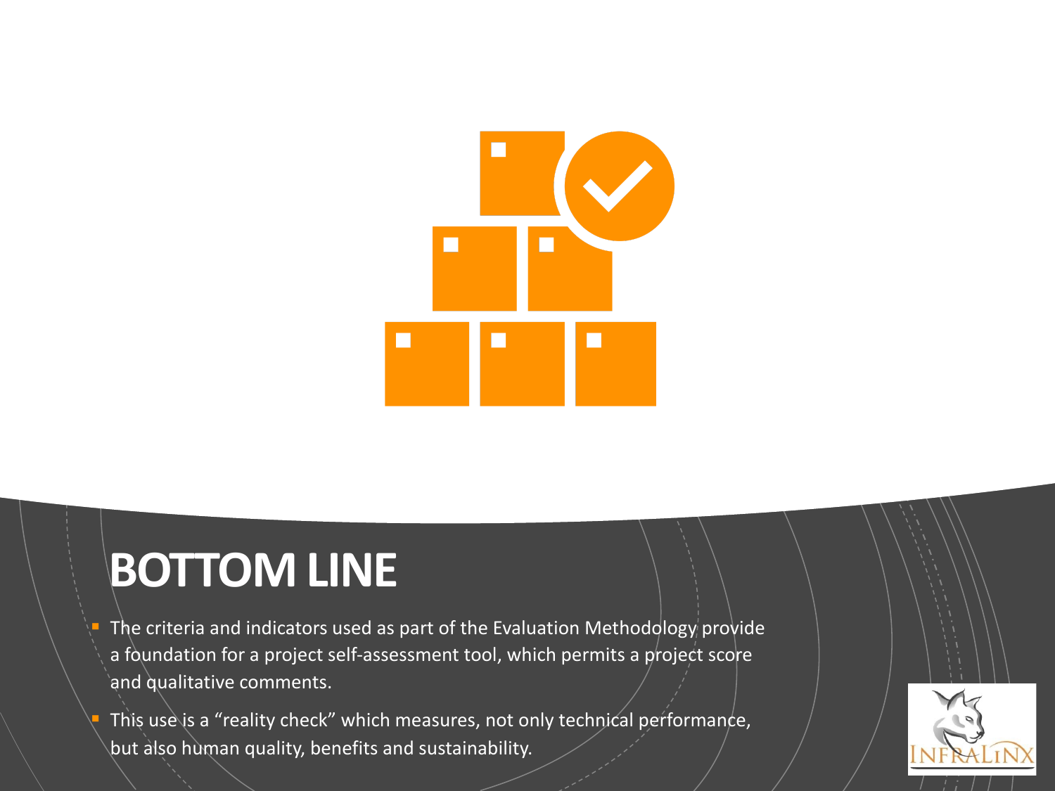# BOTTOM LINE

- The criteria and indicators used as part of the Evaluation Methodology provide a foundation for a project self-assessment tool, which permits a project score and qualitative comments.
- This use is a "reality check" which measures, not only technical performance, but also human quality, benefits and sustainability.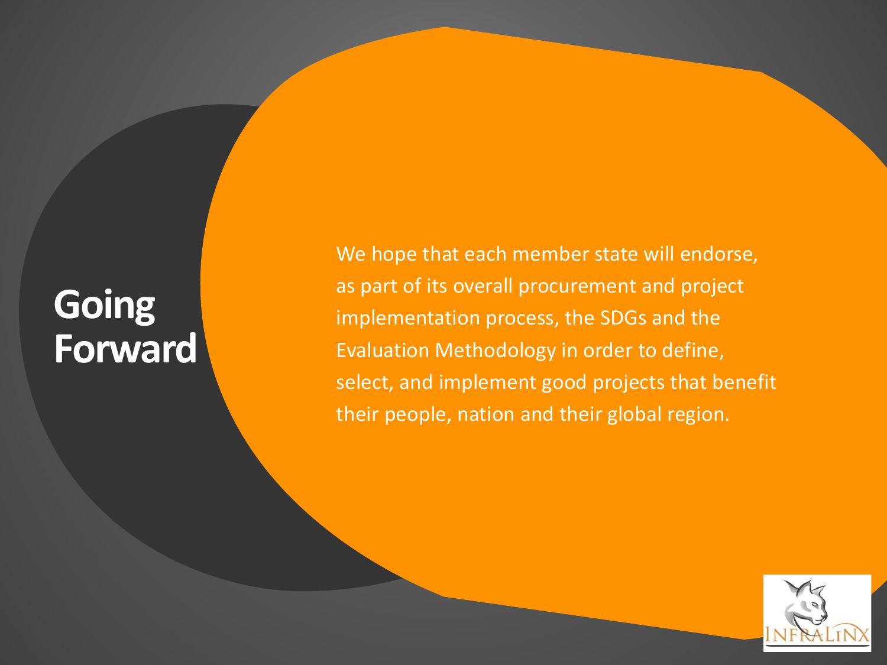# Going Forward

We hope that each member state will endorse, as part of its overall procurement and project implementation process, the SDGs and the Evaluation Methodology in order to define, select, and implement good projects that benefit their people, nation and their global region.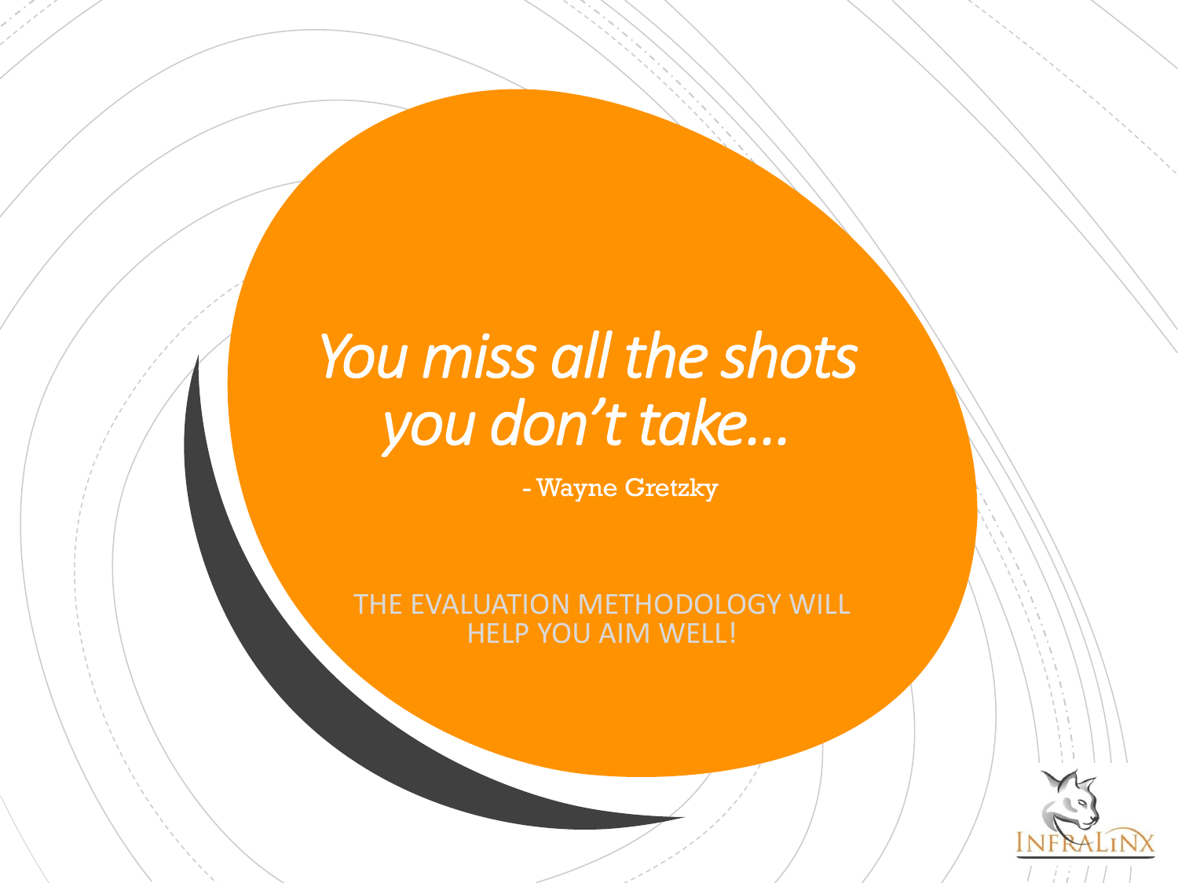*You miss all the shots you don't take…*

- Wayne Gretzky

THE EVALUATION METHODOLOGY WILL HELP YOU AIM WELL!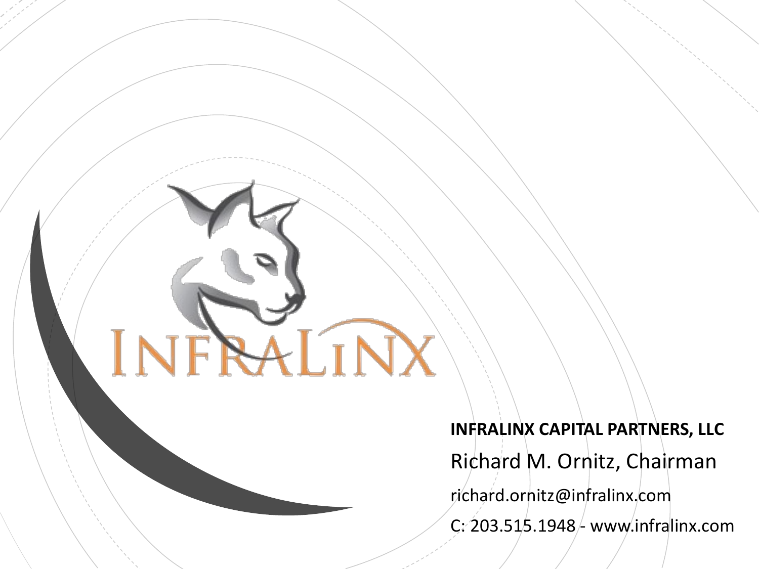INFRALINX

**INFRALINX CAPITAL PARTNERS, LLC**

Richard M. Ornitz, Chairman

richard.ornitz@infralinx.com

C: 203.515.1948 - www.infralinx.com